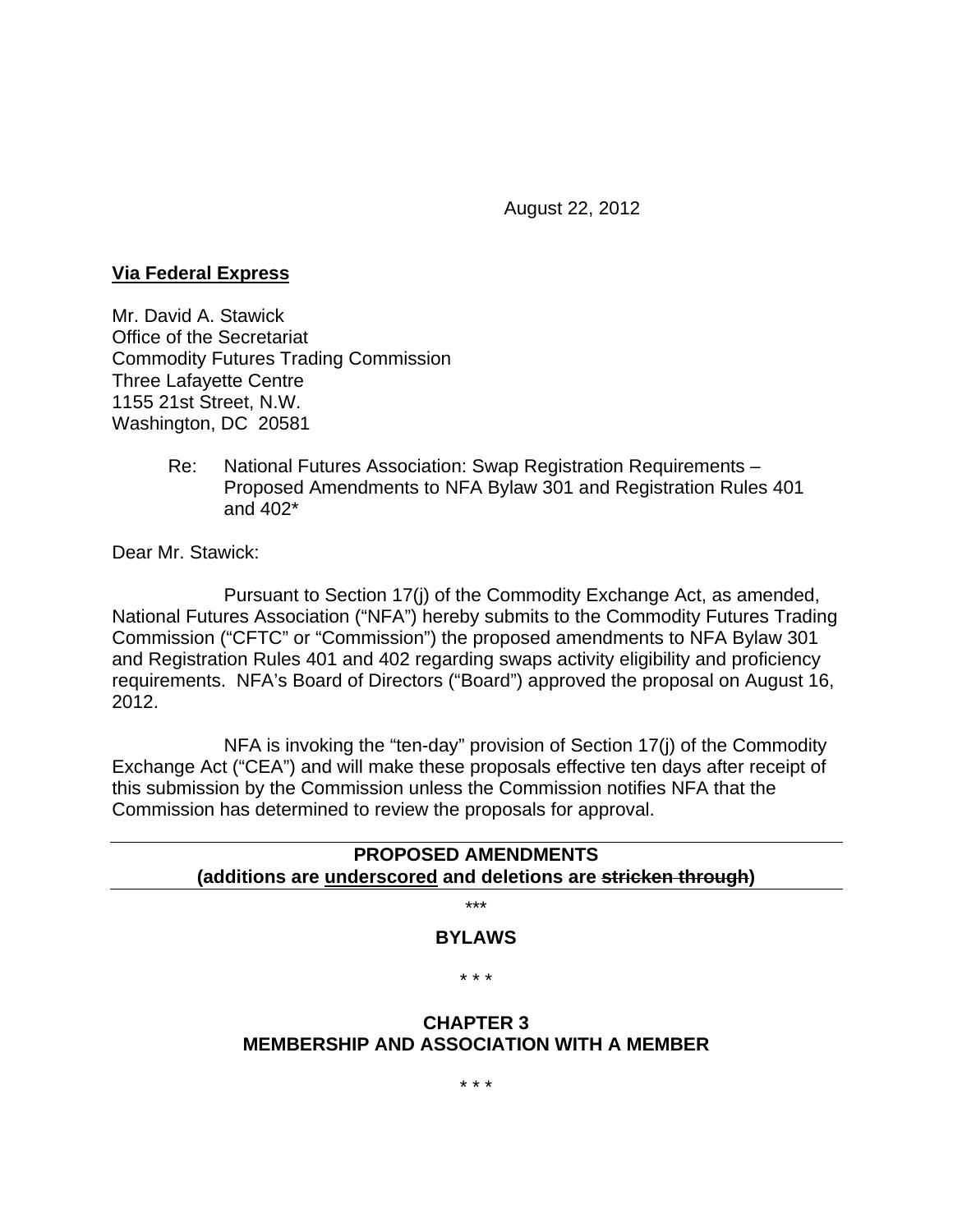August 22, 2012

**<u>Via Federal Express</u>**

Mr. David A. Stawick
Office of the Secretariat
Commodity Futures Trading Commission
Three Lafayette Centre
1155 21st Street, N.W.
Washington, DC 20581

> Re: National Futures Association: Swap Registration Requirements – Proposed Amendments to NFA Bylaw 301 and Registration Rules 401 and 402*

Dear Mr. Stawick:

Pursuant to Section 17(j) of the Commodity Exchange Act, as amended, National Futures Association ("NFA") hereby submits to the Commodity Futures Trading Commission ("CFTC" or "Commission") the proposed amendments to NFA Bylaw 301 and Registration Rules 401 and 402 regarding swaps activity eligibility and proficiency requirements. NFA's Board of Directors ("Board") approved the proposal on August 16, 2012.

NFA is invoking the "ten-day" provision of Section 17(j) of the Commodity Exchange Act ("CEA") and will make these proposals effective ten days after receipt of this submission by the Commission unless the Commission notifies NFA that the Commission has determined to review the proposals for approval.

---

**PROPOSED AMENDMENTS**
**(additions are <u>underscored</u> and deletions are ~~stricken through~~)**

---

\*\*\*

**BYLAWS**

\* \* \*

**CHAPTER 3**
**MEMBERSHIP AND ASSOCIATION WITH A MEMBER**

\* \* \*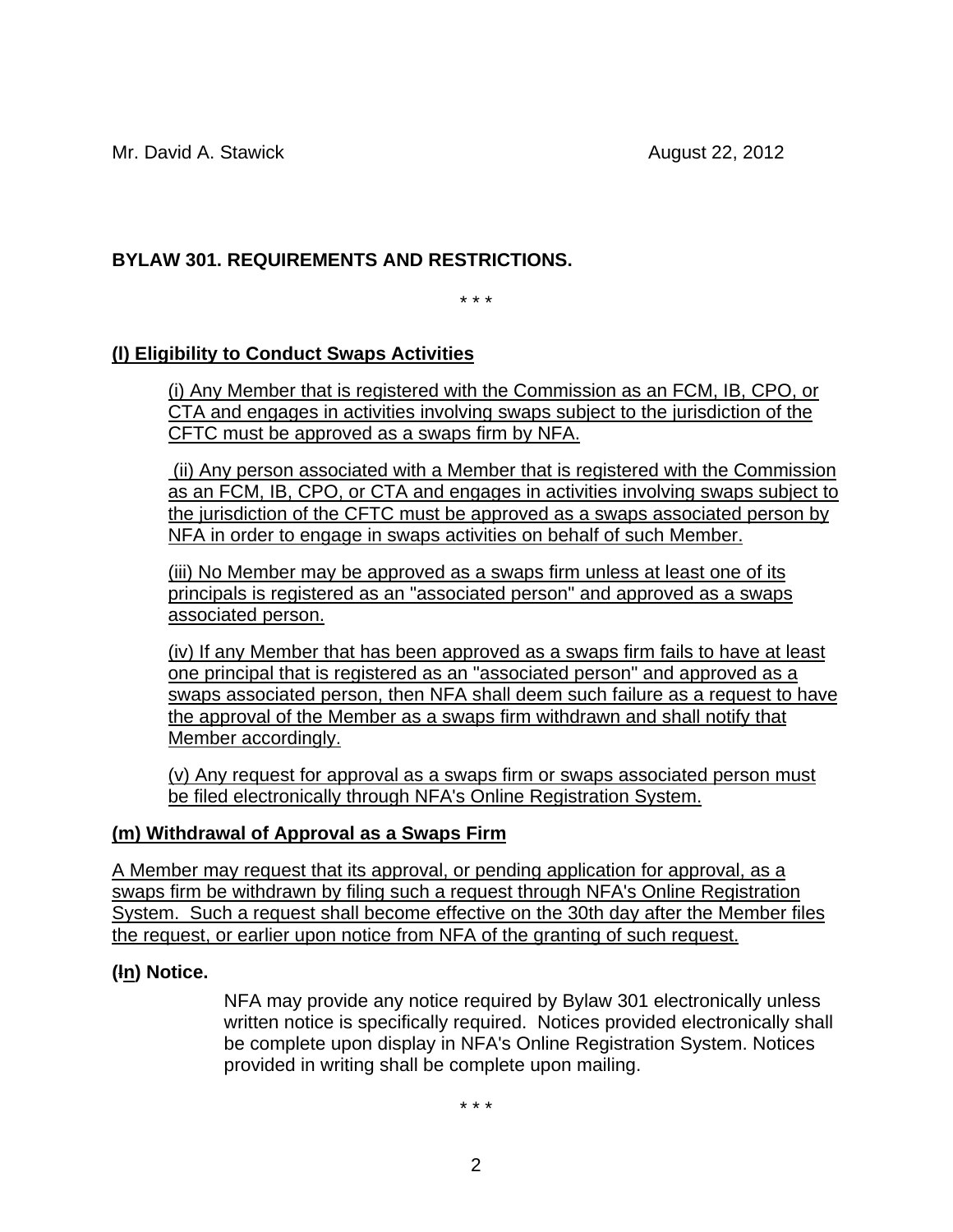Mr. David A. Stawick August 22, 2012

**BYLAW 301. REQUIREMENTS AND RESTRICTIONS.**

\* \* \*

**(l) Eligibility to Conduct Swaps Activities**

(i) Any Member that is registered with the Commission as an FCM, IB, CPO, or CTA and engages in activities involving swaps subject to the jurisdiction of the CFTC must be approved as a swaps firm by NFA.

(ii) Any person associated with a Member that is registered with the Commission as an FCM, IB, CPO, or CTA and engages in activities involving swaps subject to the jurisdiction of the CFTC must be approved as a swaps associated person by NFA in order to engage in swaps activities on behalf of such Member.

(iii) No Member may be approved as a swaps firm unless at least one of its principals is registered as an "associated person" and approved as a swaps associated person.

(iv) If any Member that has been approved as a swaps firm fails to have at least one principal that is registered as an "associated person" and approved as a swaps associated person, then NFA shall deem such failure as a request to have the approval of the Member as a swaps firm withdrawn and shall notify that Member accordingly.

(v) Any request for approval as a swaps firm or swaps associated person must be filed electronically through NFA's Online Registration System.

**(m) Withdrawal of Approval as a Swaps Firm**

A Member may request that its approval, or pending application for approval, as a swaps firm be withdrawn by filing such a request through NFA's Online Registration System. Such a request shall become effective on the 30th day after the Member files the request, or earlier upon notice from NFA of the granting of such request.

**(~~l~~n) Notice.**

NFA may provide any notice required by Bylaw 301 electronically unless written notice is specifically required. Notices provided electronically shall be complete upon display in NFA's Online Registration System. Notices provided in writing shall be complete upon mailing.

\* \* \*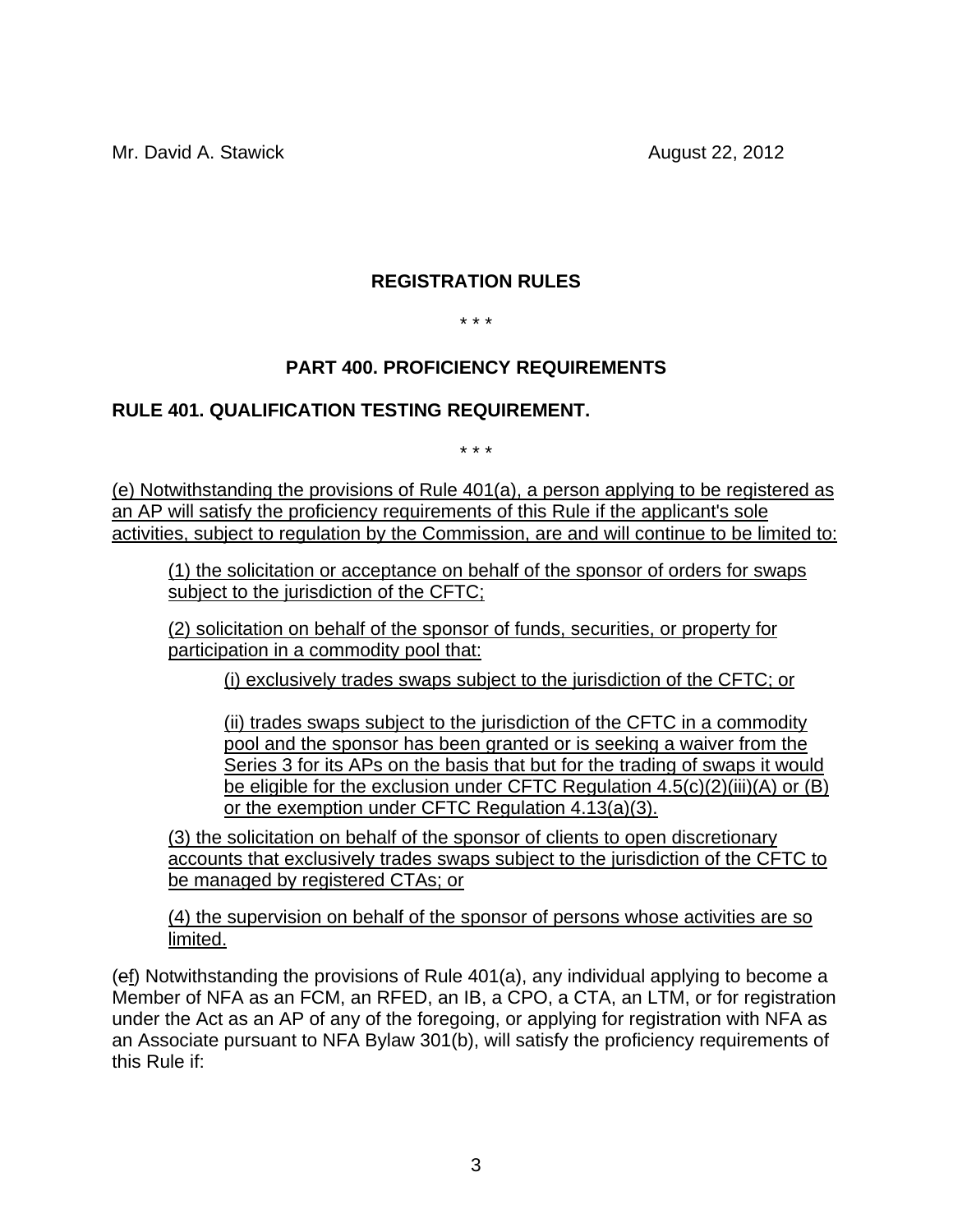Mr. David A. Stawick August 22, 2012

**REGISTRATION RULES**

\* \* \*

**PART 400. PROFICIENCY REQUIREMENTS**

**RULE 401. QUALIFICATION TESTING REQUIREMENT.**

\* \* \*

<u>(e) Notwithstanding the provisions of Rule 401(a), a person applying to be registered as an AP will satisfy the proficiency requirements of this Rule if the applicant's sole activities, subject to regulation by the Commission, are and will continue to be limited to:</u>

> <u>(1) the solicitation or acceptance on behalf of the sponsor of orders for swaps subject to the jurisdiction of the CFTC;</u>
>
> <u>(2) solicitation on behalf of the sponsor of funds, securities, or property for participation in a commodity pool that:</u>
>
> > <u>(i) exclusively trades swaps subject to the jurisdiction of the CFTC; or</u>
> >
> > <u>(ii) trades swaps subject to the jurisdiction of the CFTC in a commodity pool and the sponsor has been granted or is seeking a waiver from the Series 3 for its APs on the basis that but for the trading of swaps it would be eligible for the exclusion under CFTC Regulation 4.5(c)(2)(iii)(A) or (B) or the exemption under CFTC Regulation 4.13(a)(3).</u>
>
> <u>(3) the solicitation on behalf of the sponsor of clients to open discretionary accounts that exclusively trades swaps subject to the jurisdiction of the CFTC to be managed by registered CTAs; or</u>
>
> <u>(4) the supervision on behalf of the sponsor of persons whose activities are so limited.</u>

(~~e~~<u>f</u>) Notwithstanding the provisions of Rule 401(a), any individual applying to become a Member of NFA as an FCM, an RFED, an IB, a CPO, a CTA, an LTM, or for registration under the Act as an AP of any of the foregoing, or applying for registration with NFA as an Associate pursuant to NFA Bylaw 301(b), will satisfy the proficiency requirements of this Rule if: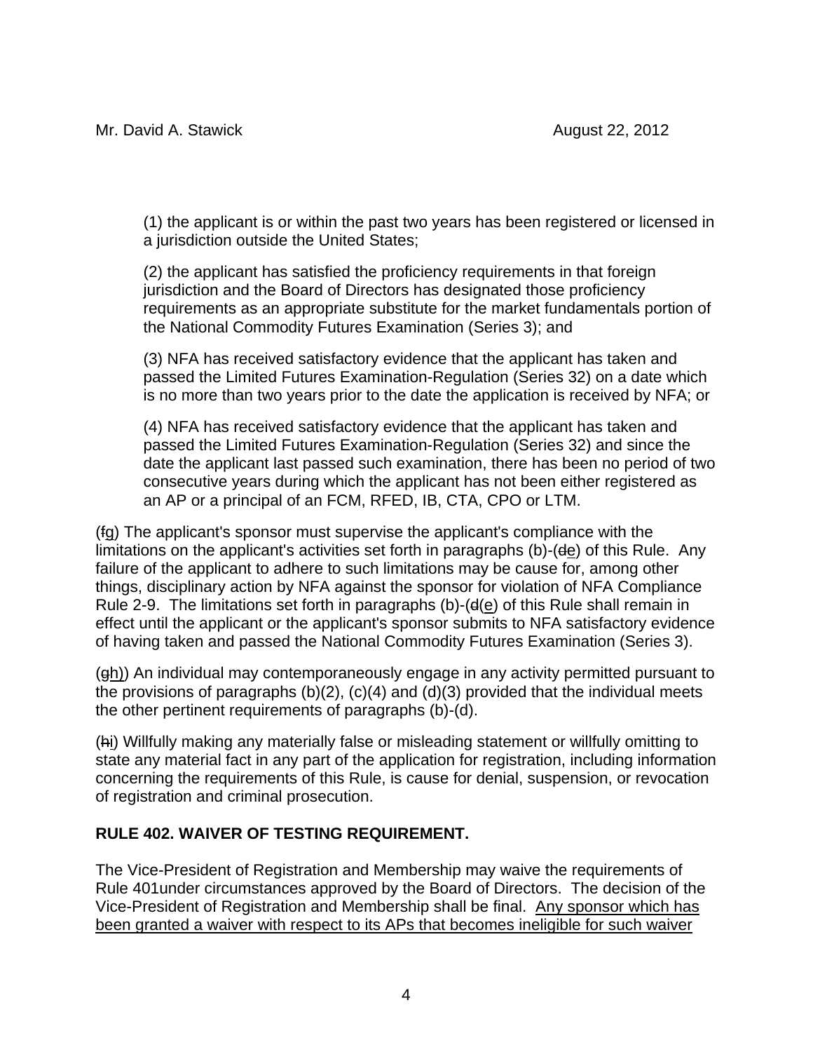(1) the applicant is or within the past two years has been registered or licensed in a jurisdiction outside the United States;

(2) the applicant has satisfied the proficiency requirements in that foreign jurisdiction and the Board of Directors has designated those proficiency requirements as an appropriate substitute for the market fundamentals portion of the National Commodity Futures Examination (Series 3); and

(3) NFA has received satisfactory evidence that the applicant has taken and passed the Limited Futures Examination-Regulation (Series 32) on a date which is no more than two years prior to the date the application is received by NFA; or

(4) NFA has received satisfactory evidence that the applicant has taken and passed the Limited Futures Examination-Regulation (Series 32) and since the date the applicant last passed such examination, there has been no period of two consecutive years during which the applicant has not been either registered as an AP or a principal of an FCM, RFED, IB, CTA, CPO or LTM.

(~~f~~g) The applicant's sponsor must supervise the applicant's compliance with the limitations on the applicant's activities set forth in paragraphs (b)-(~~d~~e) of this Rule. Any failure of the applicant to adhere to such limitations may be cause for, among other things, disciplinary action by NFA against the sponsor for violation of NFA Compliance Rule 2-9. The limitations set forth in paragraphs (b)-(~~d~~(e) of this Rule shall remain in effect until the applicant or the applicant's sponsor submits to NFA satisfactory evidence of having taken and passed the National Commodity Futures Examination (Series 3).

(~~g~~h)) An individual may contemporaneously engage in any activity permitted pursuant to the provisions of paragraphs (b)(2), (c)(4) and (d)(3) provided that the individual meets the other pertinent requirements of paragraphs (b)-(d).

(~~h~~i) Willfully making any materially false or misleading statement or willfully omitting to state any material fact in any part of the application for registration, including information concerning the requirements of this Rule, is cause for denial, suspension, or revocation of registration and criminal prosecution.

**RULE 402. WAIVER OF TESTING REQUIREMENT.**

The Vice-President of Registration and Membership may waive the requirements of Rule 401under circumstances approved by the Board of Directors. The decision of the Vice-President of Registration and Membership shall be final. Any sponsor which has been granted a waiver with respect to its APs that becomes ineligible for such waiver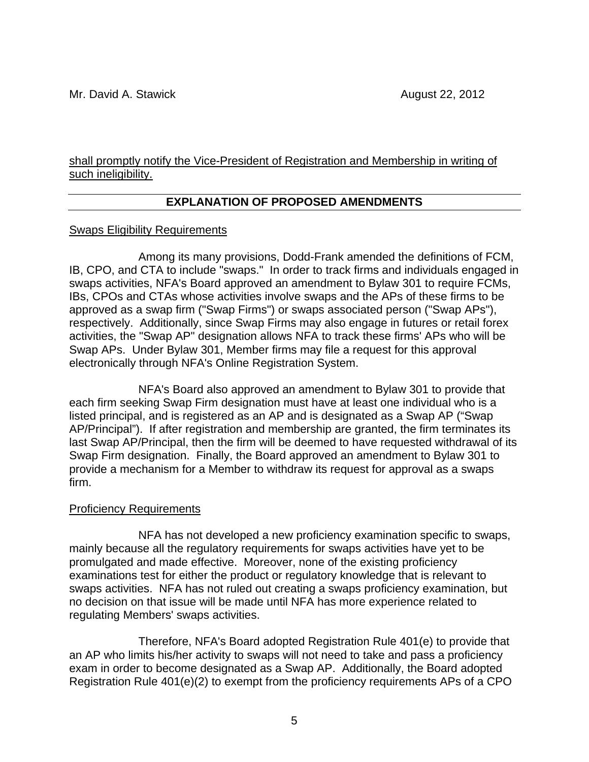shall promptly notify the Vice-President of Registration and Membership in writing of such ineligibility.

## EXPLANATION OF PROPOSED AMENDMENTS

### Swaps Eligibility Requirements

Among its many provisions, Dodd-Frank amended the definitions of FCM, IB, CPO, and CTA to include "swaps." In order to track firms and individuals engaged in swaps activities, NFA's Board approved an amendment to Bylaw 301 to require FCMs, IBs, CPOs and CTAs whose activities involve swaps and the APs of these firms to be approved as a swap firm ("Swap Firms") or swaps associated person ("Swap APs"), respectively. Additionally, since Swap Firms may also engage in futures or retail forex activities, the "Swap AP" designation allows NFA to track these firms' APs who will be Swap APs. Under Bylaw 301, Member firms may file a request for this approval electronically through NFA's Online Registration System.

NFA's Board also approved an amendment to Bylaw 301 to provide that each firm seeking Swap Firm designation must have at least one individual who is a listed principal, and is registered as an AP and is designated as a Swap AP ("Swap AP/Principal"). If after registration and membership are granted, the firm terminates its last Swap AP/Principal, then the firm will be deemed to have requested withdrawal of its Swap Firm designation. Finally, the Board approved an amendment to Bylaw 301 to provide a mechanism for a Member to withdraw its request for approval as a swaps firm.

### Proficiency Requirements

NFA has not developed a new proficiency examination specific to swaps, mainly because all the regulatory requirements for swaps activities have yet to be promulgated and made effective. Moreover, none of the existing proficiency examinations test for either the product or regulatory knowledge that is relevant to swaps activities. NFA has not ruled out creating a swaps proficiency examination, but no decision on that issue will be made until NFA has more experience related to regulating Members' swaps activities.

Therefore, NFA's Board adopted Registration Rule 401(e) to provide that an AP who limits his/her activity to swaps will not need to take and pass a proficiency exam in order to become designated as a Swap AP. Additionally, the Board adopted Registration Rule 401(e)(2) to exempt from the proficiency requirements APs of a CPO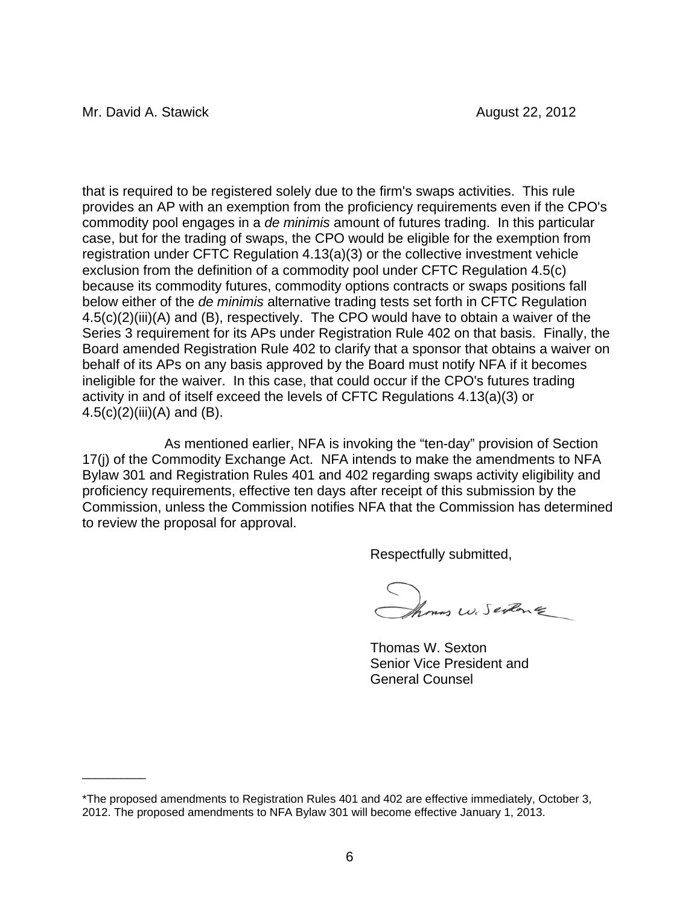that is required to be registered solely due to the firm's swaps activities. This rule provides an AP with an exemption from the proficiency requirements even if the CPO's commodity pool engages in a *de minimis* amount of futures trading. In this particular case, but for the trading of swaps, the CPO would be eligible for the exemption from registration under CFTC Regulation 4.13(a)(3) or the collective investment vehicle exclusion from the definition of a commodity pool under CFTC Regulation 4.5(c) because its commodity futures, commodity options contracts or swaps positions fall below either of the *de minimis* alternative trading tests set forth in CFTC Regulation 4.5(c)(2)(iii)(A) and (B), respectively. The CPO would have to obtain a waiver of the Series 3 requirement for its APs under Registration Rule 402 on that basis. Finally, the Board amended Registration Rule 402 to clarify that a sponsor that obtains a waiver on behalf of its APs on any basis approved by the Board must notify NFA if it becomes ineligible for the waiver. In this case, that could occur if the CPO's futures trading activity in and of itself exceed the levels of CFTC Regulations 4.13(a)(3) or 4.5(c)(2)(iii)(A) and (B).

As mentioned earlier, NFA is invoking the "ten-day" provision of Section 17(j) of the Commodity Exchange Act. NFA intends to make the amendments to NFA Bylaw 301 and Registration Rules 401 and 402 regarding swaps activity eligibility and proficiency requirements, effective ten days after receipt of this submission by the Commission, unless the Commission notifies NFA that the Commission has determined to review the proposal for approval.

Respectfully submitted,

Thomas W. Sexton
Senior Vice President and
General Counsel

---

*The proposed amendments to Registration Rules 401 and 402 are effective immediately, October 3, 2012. The proposed amendments to NFA Bylaw 301 will become effective January 1, 2013.